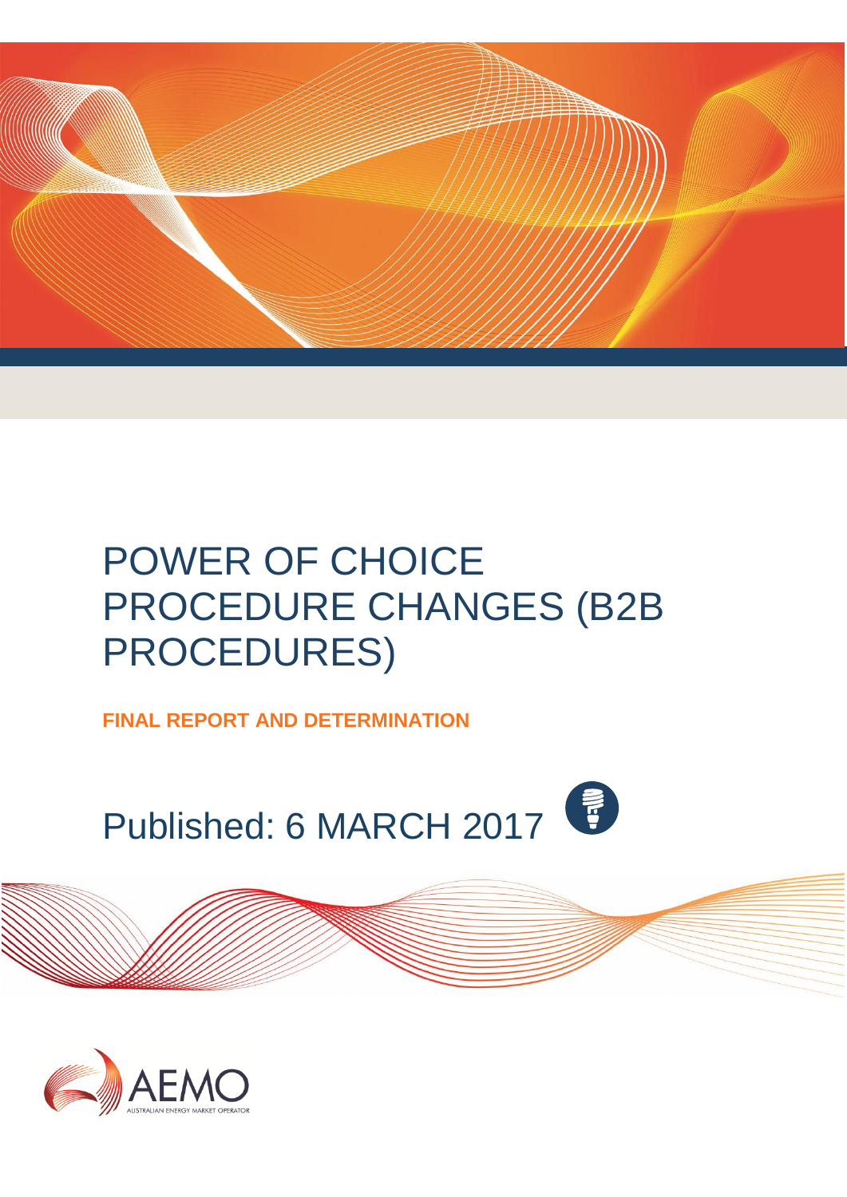# POWER OF CHOICE PROCEDURE CHANGES (B2B PROCEDURES)

**FINAL REPORT AND DETERMINATION**

Published: 6 MARCH 2017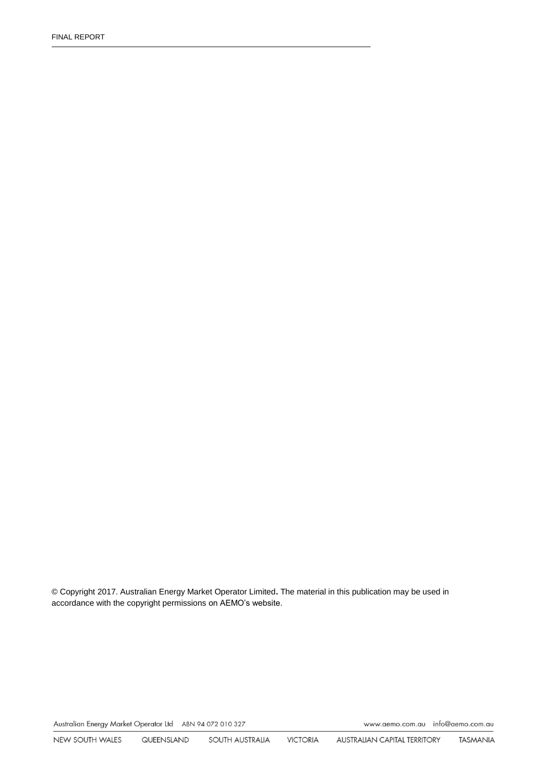© Copyright 2017. Australian Energy Market Operator Limited. The material in this publication may be used in accordance with the copyright permissions on AEMO's website.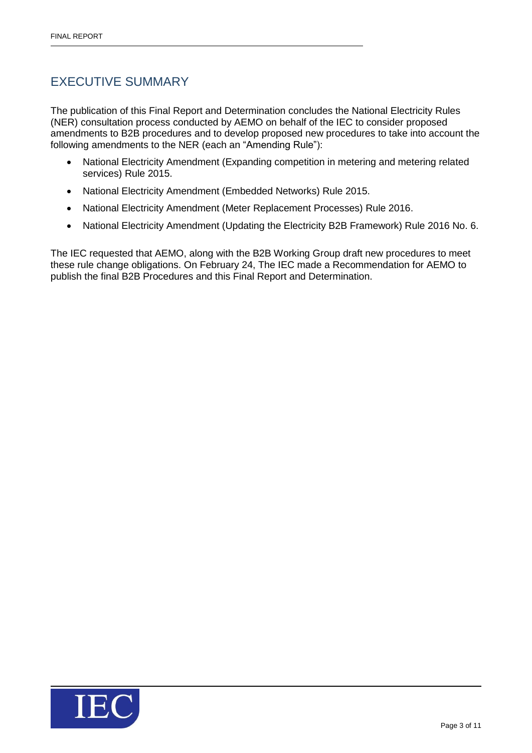# EXECUTIVE SUMMARY

The publication of this Final Report and Determination concludes the National Electricity Rules (NER) consultation process conducted by AEMO on behalf of the IEC to consider proposed amendments to B2B procedures and to develop proposed new procedures to take into account the following amendments to the NER (each an "Amending Rule"):

- National Electricity Amendment (Expanding competition in metering and metering related services) Rule 2015.
- National Electricity Amendment (Embedded Networks) Rule 2015.
- National Electricity Amendment (Meter Replacement Processes) Rule 2016.
- National Electricity Amendment (Updating the Electricity B2B Framework) Rule 2016 No. 6.

The IEC requested that AEMO, along with the B2B Working Group draft new procedures to meet these rule change obligations. On February 24, The IEC made a Recommendation for AEMO to publish the final B2B Procedures and this Final Report and Determination.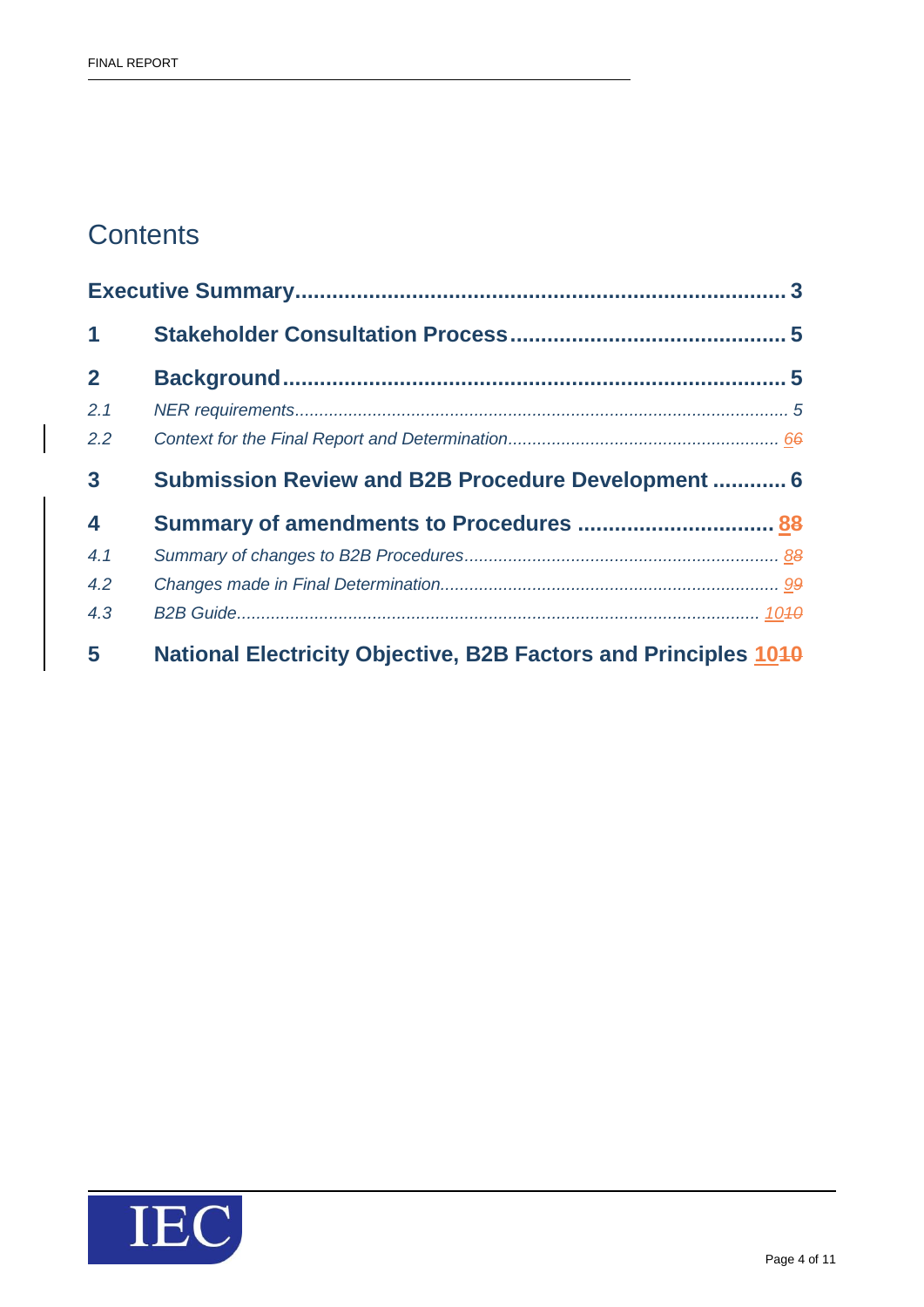# Contents

| | | |
|---|---|---|
| **Executive Summary** | | **3** |
| **1** | **Stakeholder Consultation Process** | **5** |
| **2** | **Background** | **5** |
| *2.1* | *NER requirements* | *5* |
| *2.2* | *Context for the Final Report and Determination* | *66* |
| **3** | **Submission Review and B2B Procedure Development** | **6** |
| **4** | **Summary of amendments to Procedures** | **88** |
| *4.1* | *Summary of changes to B2B Procedures* | *88* |
| *4.2* | *Changes made in Final Determination* | *99* |
| *4.3* | *B2B Guide* | *1010* |
| **5** | **National Electricity Objective, B2B Factors and Principles** | **1010** |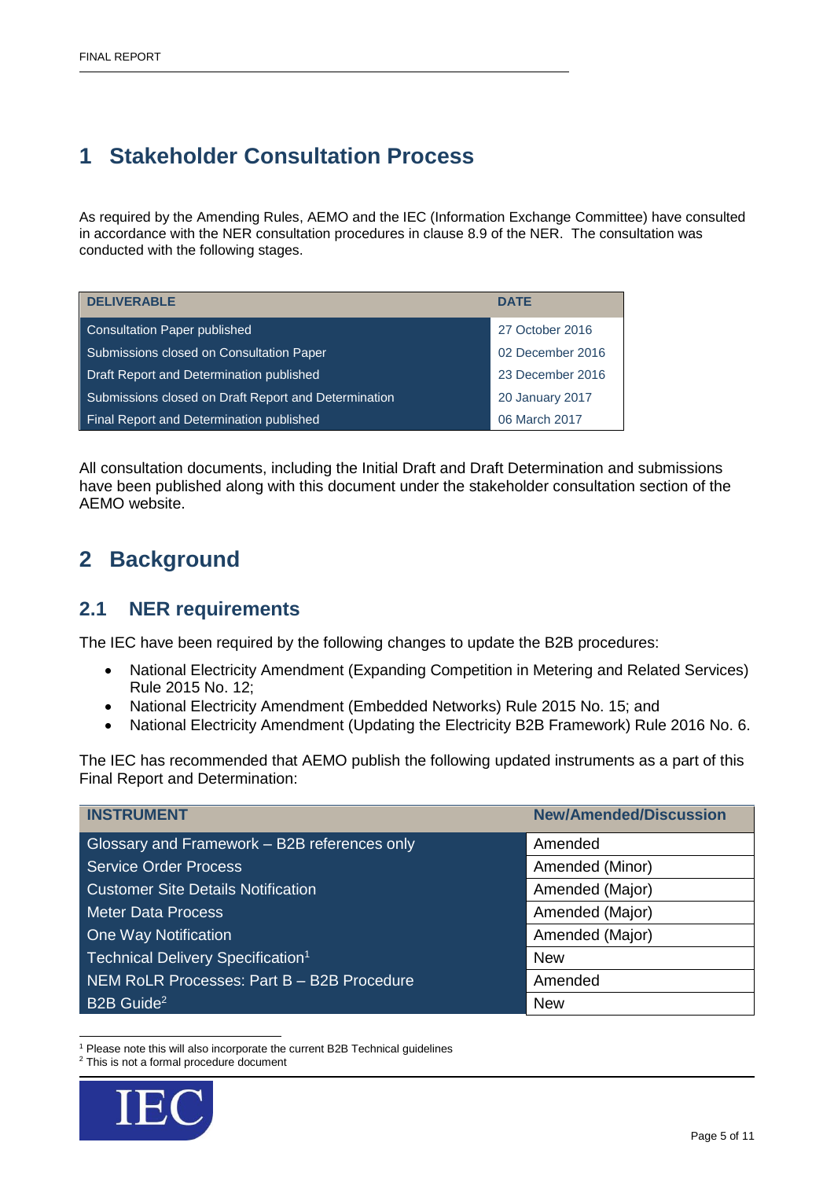# 1 Stakeholder Consultation Process

As required by the Amending Rules, AEMO and the IEC (Information Exchange Committee) have consulted in accordance with the NER consultation procedures in clause 8.9 of the NER. The consultation was conducted with the following stages.

| DELIVERABLE | DATE |
|---|---|
| Consultation Paper published | 27 October 2016 |
| Submissions closed on Consultation Paper | 02 December 2016 |
| Draft Report and Determination published | 23 December 2016 |
| Submissions closed on Draft Report and Determination | 20 January 2017 |
| Final Report and Determination published | 06 March 2017 |

All consultation documents, including the Initial Draft and Draft Determination and submissions have been published along with this document under the stakeholder consultation section of the AEMO website.

# 2 Background

## 2.1 NER requirements

The IEC have been required by the following changes to update the B2B procedures:

- National Electricity Amendment (Expanding Competition in Metering and Related Services) Rule 2015 No. 12;
- National Electricity Amendment (Embedded Networks) Rule 2015 No. 15; and
- National Electricity Amendment (Updating the Electricity B2B Framework) Rule 2016 No. 6.

The IEC has recommended that AEMO publish the following updated instruments as a part of this Final Report and Determination:

| INSTRUMENT | New/Amended/Discussion |
|---|---|
| Glossary and Framework – B2B references only | Amended |
| Service Order Process | Amended (Minor) |
| Customer Site Details Notification | Amended (Major) |
| Meter Data Process | Amended (Major) |
| One Way Notification | Amended (Major) |
| Technical Delivery Specification[1] | New |
| NEM RoLR Processes: Part B – B2B Procedure | Amended |
| B2B Guide[2] | New |

[1] Please note this will also incorporate the current B2B Technical guidelines

[2] This is not a formal procedure document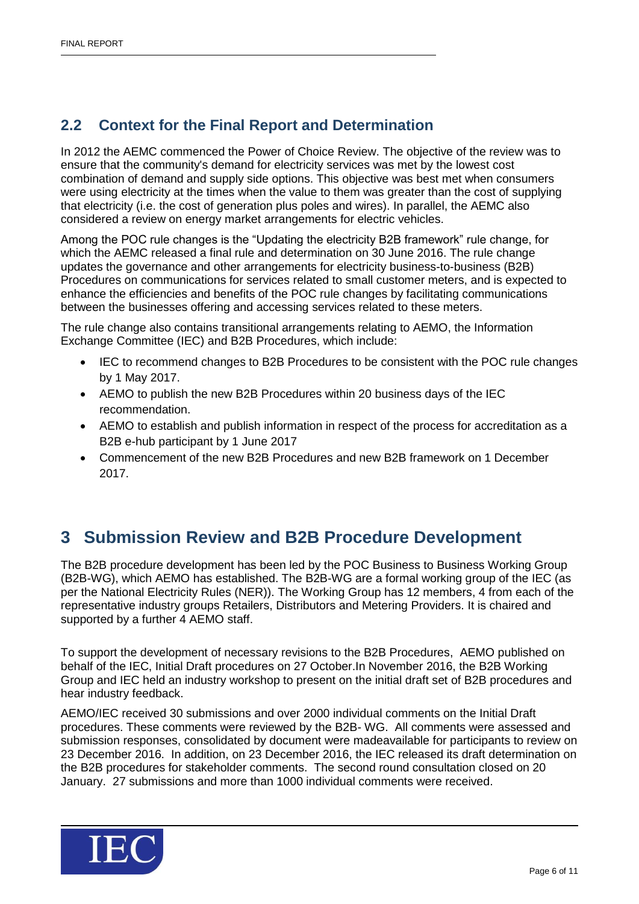## 2.2 Context for the Final Report and Determination

In 2012 the AEMC commenced the Power of Choice Review. The objective of the review was to ensure that the community's demand for electricity services was met by the lowest cost combination of demand and supply side options. This objective was best met when consumers were using electricity at the times when the value to them was greater than the cost of supplying that electricity (i.e. the cost of generation plus poles and wires). In parallel, the AEMC also considered a review on energy market arrangements for electric vehicles.

Among the POC rule changes is the "Updating the electricity B2B framework" rule change, for which the AEMC released a final rule and determination on 30 June 2016. The rule change updates the governance and other arrangements for electricity business-to-business (B2B) Procedures on communications for services related to small customer meters, and is expected to enhance the efficiencies and benefits of the POC rule changes by facilitating communications between the businesses offering and accessing services related to these meters.

The rule change also contains transitional arrangements relating to AEMO, the Information Exchange Committee (IEC) and B2B Procedures, which include:

- IEC to recommend changes to B2B Procedures to be consistent with the POC rule changes by 1 May 2017.
- AEMO to publish the new B2B Procedures within 20 business days of the IEC recommendation.
- AEMO to establish and publish information in respect of the process for accreditation as a B2B e-hub participant by 1 June 2017
- Commencement of the new B2B Procedures and new B2B framework on 1 December 2017.

# 3 Submission Review and B2B Procedure Development

The B2B procedure development has been led by the POC Business to Business Working Group (B2B-WG), which AEMO has established. The B2B-WG are a formal working group of the IEC (as per the National Electricity Rules (NER)). The Working Group has 12 members, 4 from each of the representative industry groups Retailers, Distributors and Metering Providers. It is chaired and supported by a further 4 AEMO staff.

To support the development of necessary revisions to the B2B Procedures, AEMO published on behalf of the IEC, Initial Draft procedures on 27 October.In November 2016, the B2B Working Group and IEC held an industry workshop to present on the initial draft set of B2B procedures and hear industry feedback.

AEMO/IEC received 30 submissions and over 2000 individual comments on the Initial Draft procedures. These comments were reviewed by the B2B- WG. All comments were assessed and submission responses, consolidated by document were madeavailable for participants to review on 23 December 2016. In addition, on 23 December 2016, the IEC released its draft determination on the B2B procedures for stakeholder comments. The second round consultation closed on 20 January. 27 submissions and more than 1000 individual comments were received.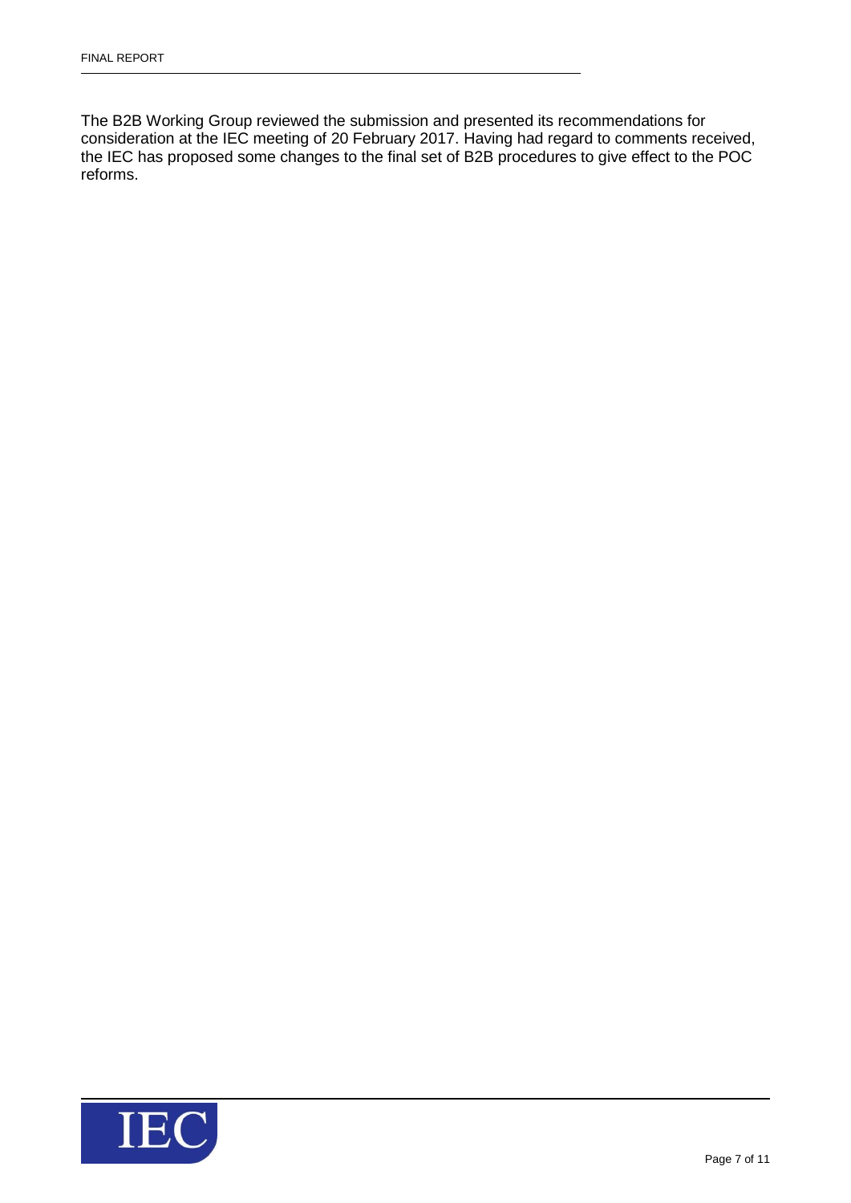The B2B Working Group reviewed the submission and presented its recommendations for consideration at the IEC meeting of 20 February 2017. Having had regard to comments received, the IEC has proposed some changes to the final set of B2B procedures to give effect to the POC reforms.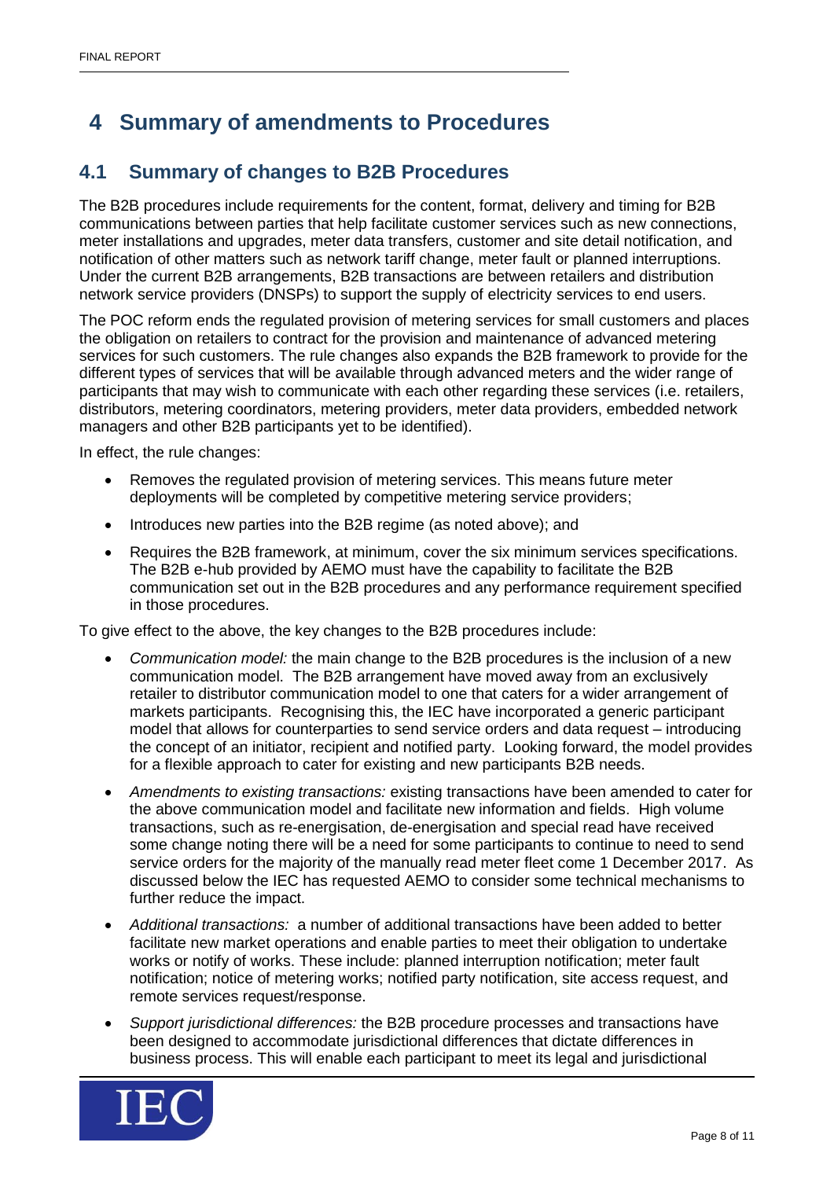# 4 Summary of amendments to Procedures

## 4.1 Summary of changes to B2B Procedures

The B2B procedures include requirements for the content, format, delivery and timing for B2B communications between parties that help facilitate customer services such as new connections, meter installations and upgrades, meter data transfers, customer and site detail notification, and notification of other matters such as network tariff change, meter fault or planned interruptions. Under the current B2B arrangements, B2B transactions are between retailers and distribution network service providers (DNSPs) to support the supply of electricity services to end users.

The POC reform ends the regulated provision of metering services for small customers and places the obligation on retailers to contract for the provision and maintenance of advanced metering services for such customers. The rule changes also expands the B2B framework to provide for the different types of services that will be available through advanced meters and the wider range of participants that may wish to communicate with each other regarding these services (i.e. retailers, distributors, metering coordinators, metering providers, meter data providers, embedded network managers and other B2B participants yet to be identified).

In effect, the rule changes:

- Removes the regulated provision of metering services. This means future meter deployments will be completed by competitive metering service providers;
- Introduces new parties into the B2B regime (as noted above); and
- Requires the B2B framework, at minimum, cover the six minimum services specifications. The B2B e-hub provided by AEMO must have the capability to facilitate the B2B communication set out in the B2B procedures and any performance requirement specified in those procedures.

To give effect to the above, the key changes to the B2B procedures include:

- *Communication model:* the main change to the B2B procedures is the inclusion of a new communication model. The B2B arrangement have moved away from an exclusively retailer to distributor communication model to one that caters for a wider arrangement of markets participants. Recognising this, the IEC have incorporated a generic participant model that allows for counterparties to send service orders and data request – introducing the concept of an initiator, recipient and notified party. Looking forward, the model provides for a flexible approach to cater for existing and new participants B2B needs.
- *Amendments to existing transactions:* existing transactions have been amended to cater for the above communication model and facilitate new information and fields. High volume transactions, such as re-energisation, de-energisation and special read have received some change noting there will be a need for some participants to continue to need to send service orders for the majority of the manually read meter fleet come 1 December 2017. As discussed below the IEC has requested AEMO to consider some technical mechanisms to further reduce the impact.
- *Additional transactions:* a number of additional transactions have been added to better facilitate new market operations and enable parties to meet their obligation to undertake works or notify of works. These include: planned interruption notification; meter fault notification; notice of metering works; notified party notification, site access request, and remote services request/response.
- *Support jurisdictional differences:* the B2B procedure processes and transactions have been designed to accommodate jurisdictional differences that dictate differences in business process. This will enable each participant to meet its legal and jurisdictional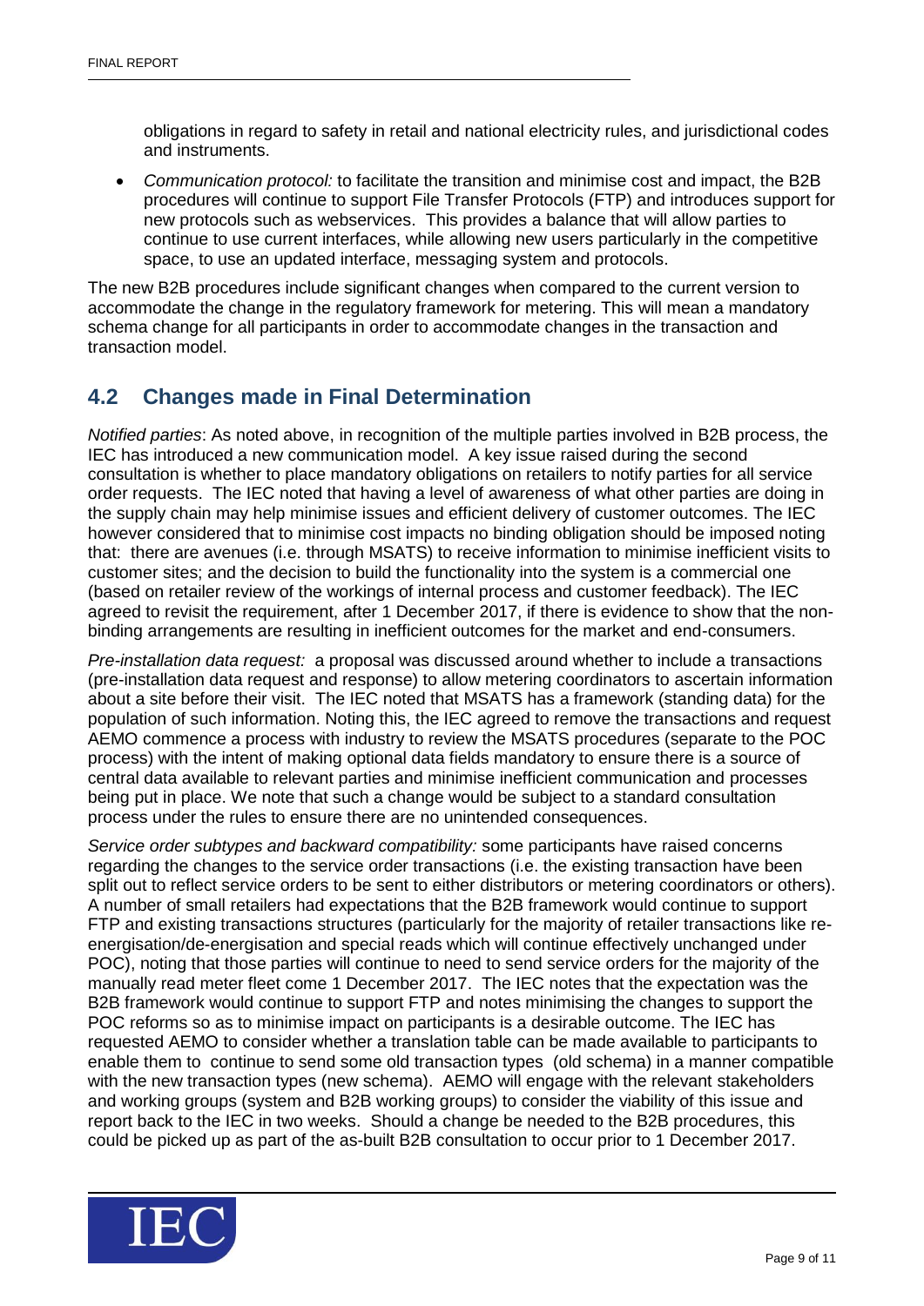obligations in regard to safety in retail and national electricity rules, and jurisdictional codes and instruments.

- *Communication protocol:* to facilitate the transition and minimise cost and impact, the B2B procedures will continue to support File Transfer Protocols (FTP) and introduces support for new protocols such as webservices. This provides a balance that will allow parties to continue to use current interfaces, while allowing new users particularly in the competitive space, to use an updated interface, messaging system and protocols.

The new B2B procedures include significant changes when compared to the current version to accommodate the change in the regulatory framework for metering. This will mean a mandatory schema change for all participants in order to accommodate changes in the transaction and transaction model.

## 4.2 Changes made in Final Determination

*Notified parties*: As noted above, in recognition of the multiple parties involved in B2B process, the IEC has introduced a new communication model. A key issue raised during the second consultation is whether to place mandatory obligations on retailers to notify parties for all service order requests. The IEC noted that having a level of awareness of what other parties are doing in the supply chain may help minimise issues and efficient delivery of customer outcomes. The IEC however considered that to minimise cost impacts no binding obligation should be imposed noting that: there are avenues (i.e. through MSATS) to receive information to minimise inefficient visits to customer sites; and the decision to build the functionality into the system is a commercial one (based on retailer review of the workings of internal process and customer feedback). The IEC agreed to revisit the requirement, after 1 December 2017, if there is evidence to show that the non-binding arrangements are resulting in inefficient outcomes for the market and end-consumers.

*Pre-installation data request:* a proposal was discussed around whether to include a transactions (pre-installation data request and response) to allow metering coordinators to ascertain information about a site before their visit. The IEC noted that MSATS has a framework (standing data) for the population of such information. Noting this, the IEC agreed to remove the transactions and request AEMO commence a process with industry to review the MSATS procedures (separate to the POC process) with the intent of making optional data fields mandatory to ensure there is a source of central data available to relevant parties and minimise inefficient communication and processes being put in place. We note that such a change would be subject to a standard consultation process under the rules to ensure there are no unintended consequences.

*Service order subtypes and backward compatibility:* some participants have raised concerns regarding the changes to the service order transactions (i.e. the existing transaction have been split out to reflect service orders to be sent to either distributors or metering coordinators or others). A number of small retailers had expectations that the B2B framework would continue to support FTP and existing transactions structures (particularly for the majority of retailer transactions like re-energisation/de-energisation and special reads which will continue effectively unchanged under POC), noting that those parties will continue to need to send service orders for the majority of the manually read meter fleet come 1 December 2017. The IEC notes that the expectation was the B2B framework would continue to support FTP and notes minimising the changes to support the POC reforms so as to minimise impact on participants is a desirable outcome. The IEC has requested AEMO to consider whether a translation table can be made available to participants to enable them to continue to send some old transaction types (old schema) in a manner compatible with the new transaction types (new schema). AEMO will engage with the relevant stakeholders and working groups (system and B2B working groups) to consider the viability of this issue and report back to the IEC in two weeks. Should a change be needed to the B2B procedures, this could be picked up as part of the as-built B2B consultation to occur prior to 1 December 2017.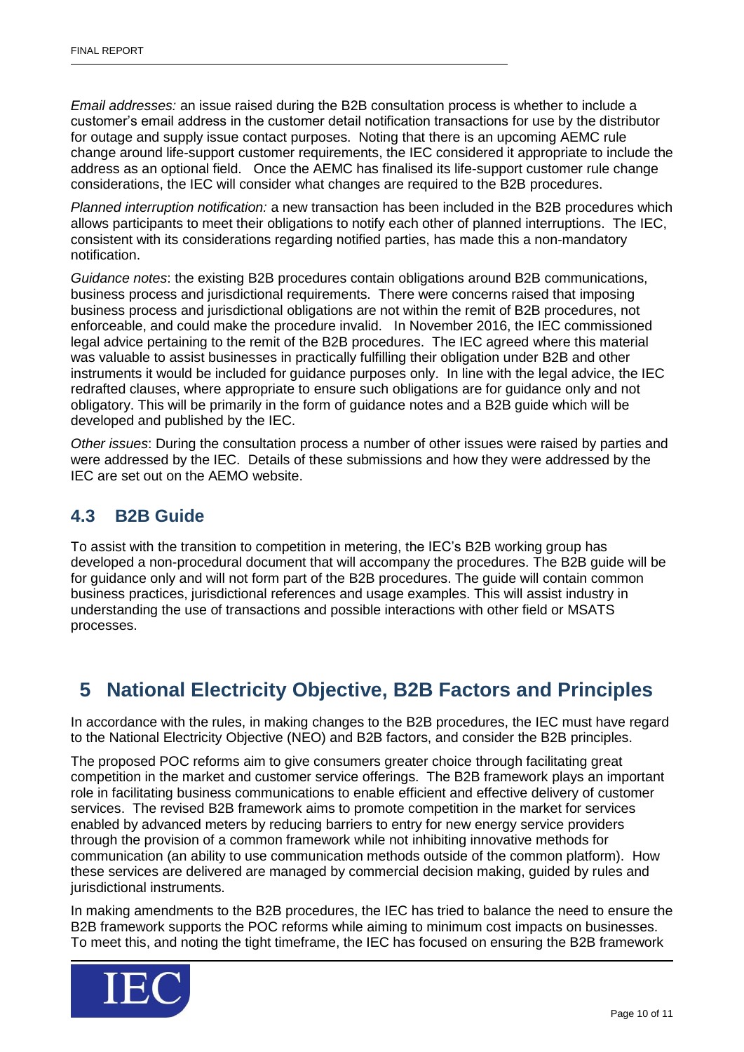*Email addresses:* an issue raised during the B2B consultation process is whether to include a customer's email address in the customer detail notification transactions for use by the distributor for outage and supply issue contact purposes. Noting that there is an upcoming AEMC rule change around life-support customer requirements, the IEC considered it appropriate to include the address as an optional field. Once the AEMC has finalised its life-support customer rule change considerations, the IEC will consider what changes are required to the B2B procedures.

*Planned interruption notification:* a new transaction has been included in the B2B procedures which allows participants to meet their obligations to notify each other of planned interruptions. The IEC, consistent with its considerations regarding notified parties, has made this a non-mandatory notification.

*Guidance notes*: the existing B2B procedures contain obligations around B2B communications, business process and jurisdictional requirements. There were concerns raised that imposing business process and jurisdictional obligations are not within the remit of B2B procedures, not enforceable, and could make the procedure invalid. In November 2016, the IEC commissioned legal advice pertaining to the remit of the B2B procedures. The IEC agreed where this material was valuable to assist businesses in practically fulfilling their obligation under B2B and other instruments it would be included for guidance purposes only. In line with the legal advice, the IEC redrafted clauses, where appropriate to ensure such obligations are for guidance only and not obligatory. This will be primarily in the form of guidance notes and a B2B guide which will be developed and published by the IEC.

*Other issues*: During the consultation process a number of other issues were raised by parties and were addressed by the IEC. Details of these submissions and how they were addressed by the IEC are set out on the AEMO website.

## 4.3 B2B Guide

To assist with the transition to competition in metering, the IEC's B2B working group has developed a non-procedural document that will accompany the procedures. The B2B guide will be for guidance only and will not form part of the B2B procedures. The guide will contain common business practices, jurisdictional references and usage examples. This will assist industry in understanding the use of transactions and possible interactions with other field or MSATS processes.

# 5 National Electricity Objective, B2B Factors and Principles

In accordance with the rules, in making changes to the B2B procedures, the IEC must have regard to the National Electricity Objective (NEO) and B2B factors, and consider the B2B principles.

The proposed POC reforms aim to give consumers greater choice through facilitating great competition in the market and customer service offerings. The B2B framework plays an important role in facilitating business communications to enable efficient and effective delivery of customer services. The revised B2B framework aims to promote competition in the market for services enabled by advanced meters by reducing barriers to entry for new energy service providers through the provision of a common framework while not inhibiting innovative methods for communication (an ability to use communication methods outside of the common platform). How these services are delivered are managed by commercial decision making, guided by rules and jurisdictional instruments.

In making amendments to the B2B procedures, the IEC has tried to balance the need to ensure the B2B framework supports the POC reforms while aiming to minimum cost impacts on businesses. To meet this, and noting the tight timeframe, the IEC has focused on ensuring the B2B framework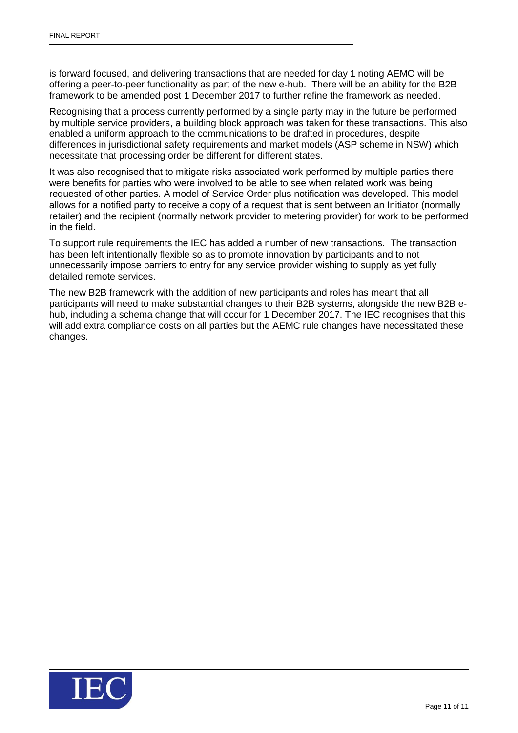is forward focused, and delivering transactions that are needed for day 1 noting AEMO will be offering a peer-to-peer functionality as part of the new e-hub. There will be an ability for the B2B framework to be amended post 1 December 2017 to further refine the framework as needed.

Recognising that a process currently performed by a single party may in the future be performed by multiple service providers, a building block approach was taken for these transactions. This also enabled a uniform approach to the communications to be drafted in procedures, despite differences in jurisdictional safety requirements and market models (ASP scheme in NSW) which necessitate that processing order be different for different states.

It was also recognised that to mitigate risks associated work performed by multiple parties there were benefits for parties who were involved to be able to see when related work was being requested of other parties. A model of Service Order plus notification was developed. This model allows for a notified party to receive a copy of a request that is sent between an Initiator (normally retailer) and the recipient (normally network provider to metering provider) for work to be performed in the field.

To support rule requirements the IEC has added a number of new transactions. The transaction has been left intentionally flexible so as to promote innovation by participants and to not unnecessarily impose barriers to entry for any service provider wishing to supply as yet fully detailed remote services.

The new B2B framework with the addition of new participants and roles has meant that all participants will need to make substantial changes to their B2B systems, alongside the new B2B e-hub, including a schema change that will occur for 1 December 2017. The IEC recognises that this will add extra compliance costs on all parties but the AEMC rule changes have necessitated these changes.